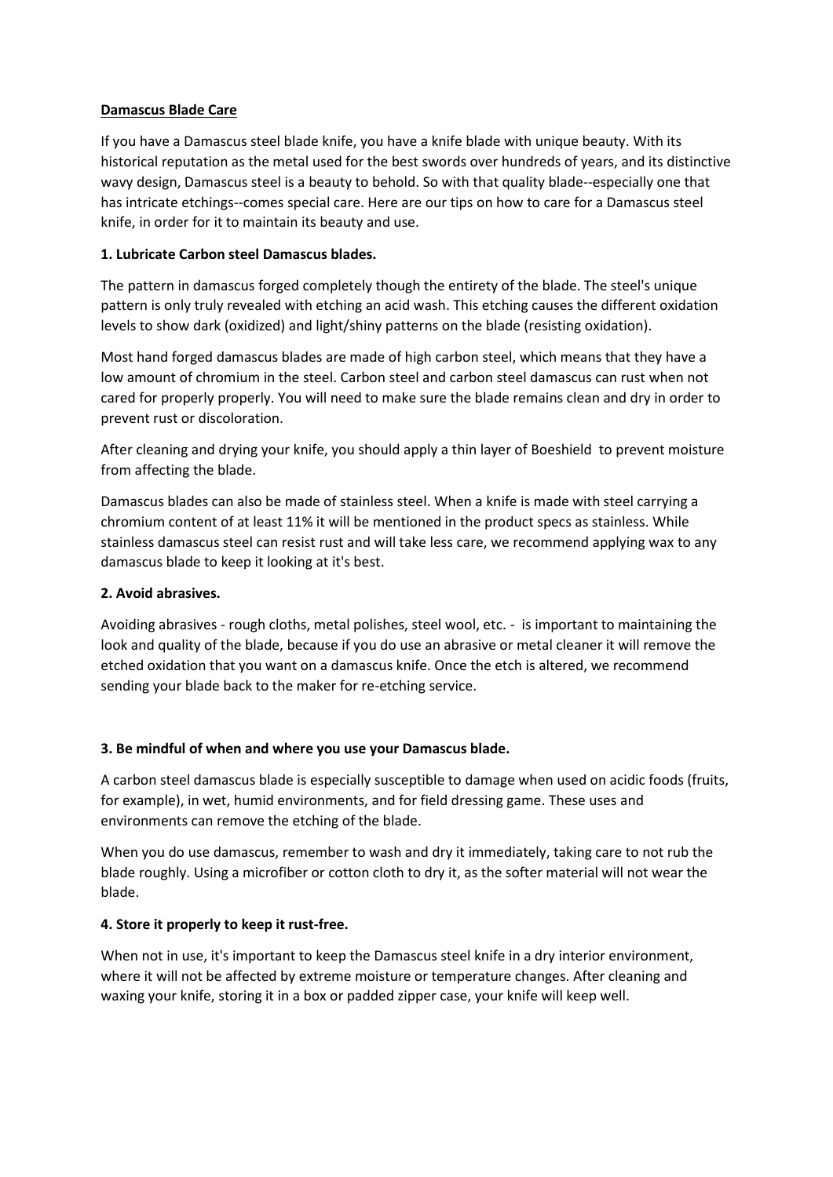# Damascus Blade Care

If you have a Damascus steel blade knife, you have a knife blade with unique beauty. With its historical reputation as the metal used for the best swords over hundreds of years, and its distinctive wavy design, Damascus steel is a beauty to behold. So with that quality blade--especially one that has intricate etchings--comes special care. Here are our tips on how to care for a Damascus steel knife, in order for it to maintain its beauty and use.

**1. Lubricate Carbon steel Damascus blades.**

The pattern in damascus forged completely though the entirety of the blade. The steel's unique pattern is only truly revealed with etching an acid wash. This etching causes the different oxidation levels to show dark (oxidized) and light/shiny patterns on the blade (resisting oxidation).

Most hand forged damascus blades are made of high carbon steel, which means that they have a low amount of chromium in the steel. Carbon steel and carbon steel damascus can rust when not cared for properly properly. You will need to make sure the blade remains clean and dry in order to prevent rust or discoloration.

After cleaning and drying your knife, you should apply a thin layer of Boeshield to prevent moisture from affecting the blade.

Damascus blades can also be made of stainless steel. When a knife is made with steel carrying a chromium content of at least 11% it will be mentioned in the product specs as stainless. While stainless damascus steel can resist rust and will take less care, we recommend applying wax to any damascus blade to keep it looking at it's best.

**2. Avoid abrasives.**

Avoiding abrasives - rough cloths, metal polishes, steel wool, etc. - is important to maintaining the look and quality of the blade, because if you do use an abrasive or metal cleaner it will remove the etched oxidation that you want on a damascus knife. Once the etch is altered, we recommend sending your blade back to the maker for re-etching service.

**3. Be mindful of when and where you use your Damascus blade.**

A carbon steel damascus blade is especially susceptible to damage when used on acidic foods (fruits, for example), in wet, humid environments, and for field dressing game. These uses and environments can remove the etching of the blade.

When you do use damascus, remember to wash and dry it immediately, taking care to not rub the blade roughly. Using a microfiber or cotton cloth to dry it, as the softer material will not wear the blade.

**4. Store it properly to keep it rust-free.**

When not in use, it's important to keep the Damascus steel knife in a dry interior environment, where it will not be affected by extreme moisture or temperature changes. After cleaning and waxing your knife, storing it in a box or padded zipper case, your knife will keep well.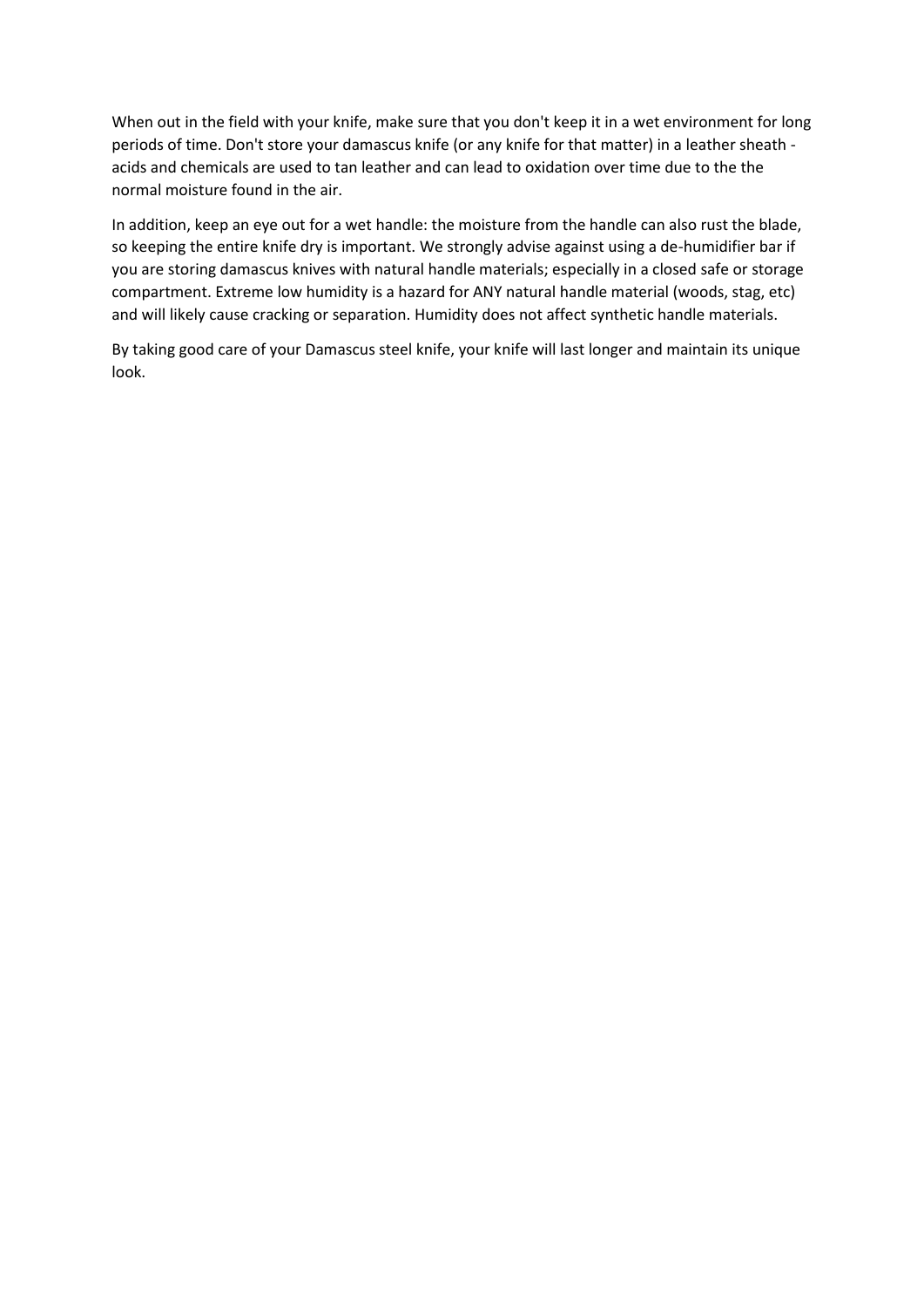When out in the field with your knife, make sure that you don't keep it in a wet environment for long periods of time. Don't store your damascus knife (or any knife for that matter) in a leather sheath - acids and chemicals are used to tan leather and can lead to oxidation over time due to the the normal moisture found in the air.

In addition, keep an eye out for a wet handle: the moisture from the handle can also rust the blade, so keeping the entire knife dry is important. We strongly advise against using a de-humidifier bar if you are storing damascus knives with natural handle materials; especially in a closed safe or storage compartment. Extreme low humidity is a hazard for ANY natural handle material (woods, stag, etc) and will likely cause cracking or separation. Humidity does not affect synthetic handle materials.

By taking good care of your Damascus steel knife, your knife will last longer and maintain its unique look.